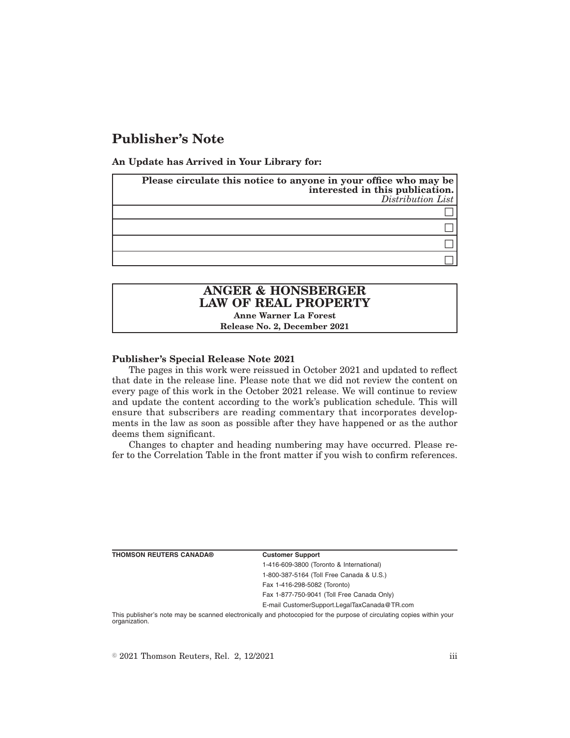# Publisher's Note

**An Update has Arrived in Your Library for:**

| **Please circulate this notice to anyone in your office who may be interested in this publication.** *Distribution List* |
|---|
| ☐ |
| ☐ |
| ☐ |
| ☐ |

| **ANGER & HONSBERGER LAW OF REAL PROPERTY** |
|---|
| **Anne Warner La Forest** |
| **Release No. 2, December 2021** |

**Publisher's Special Release Note 2021**

The pages in this work were reissued in October 2021 and updated to reflect that date in the release line. Please note that we did not review the content on every page of this work in the October 2021 release. We will continue to review and update the content according to the work's publication schedule. This will ensure that subscribers are reading commentary that incorporates developments in the law as soon as possible after they have happened or as the author deems them significant.

Changes to chapter and heading numbering may have occurred. Please refer to the Correlation Table in the front matter if you wish to confirm references.

**THOMSON REUTERS CANADA®**

**Customer Support**

1-416-609-3800 (Toronto & International)

1-800-387-5164 (Toll Free Canada & U.S.)

Fax 1-416-298-5082 (Toronto)

Fax 1-877-750-9041 (Toll Free Canada Only)

E-mail CustomerSupport.LegalTaxCanada@TR.com

This publisher's note may be scanned electronically and photocopied for the purpose of circulating copies within your organization.

© 2021 Thomson Reuters, Rel. 2, 12/2021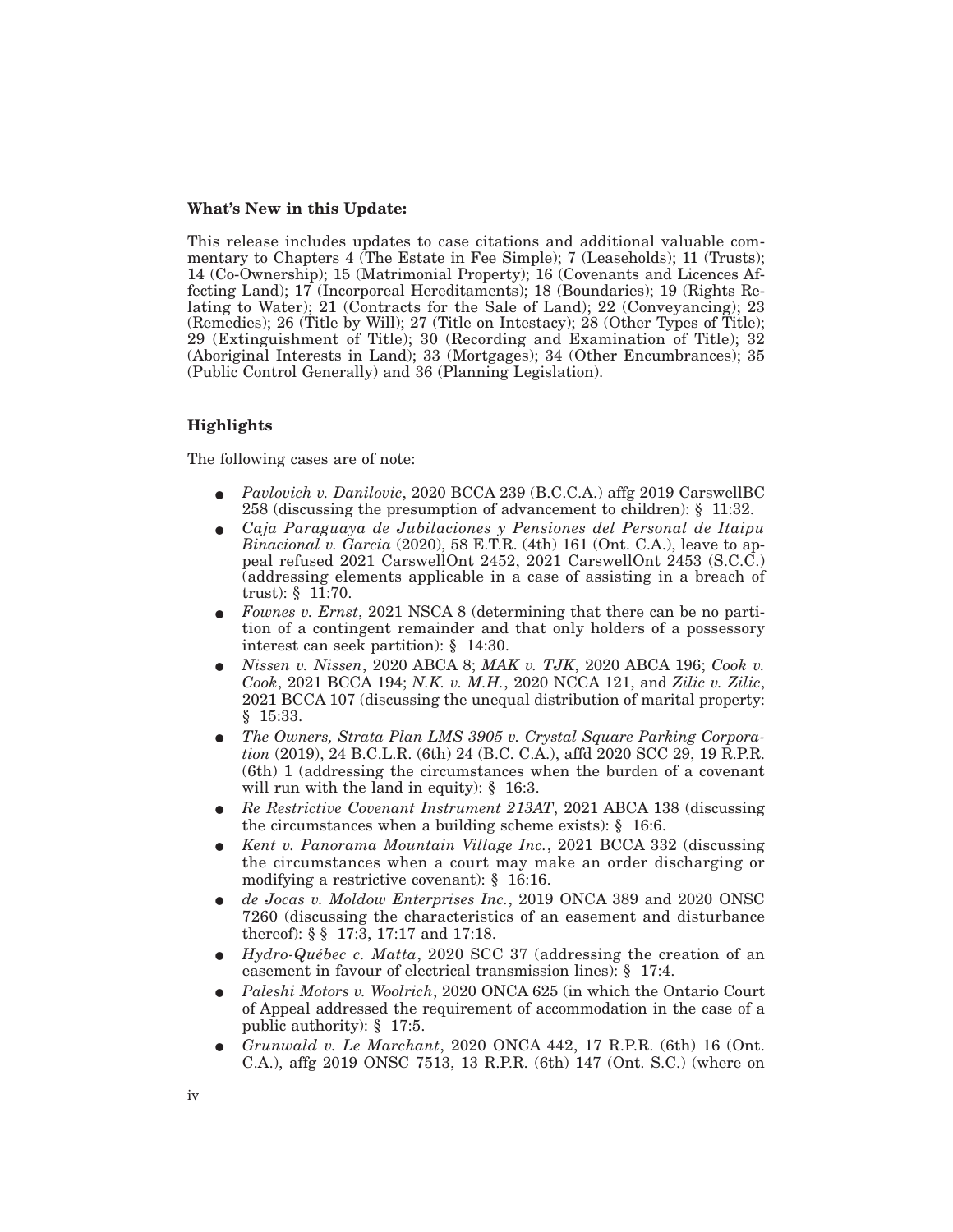**What's New in this Update:**

This release includes updates to case citations and additional valuable commentary to Chapters 4 (The Estate in Fee Simple); 7 (Leaseholds); 11 (Trusts); 14 (Co-Ownership); 15 (Matrimonial Property); 16 (Covenants and Licences Affecting Land); 17 (Incorporeal Hereditaments); 18 (Boundaries); 19 (Rights Relating to Water); 21 (Contracts for the Sale of Land); 22 (Conveyancing); 23 (Remedies); 26 (Title by Will); 27 (Title on Intestacy); 28 (Other Types of Title); 29 (Extinguishment of Title); 30 (Recording and Examination of Title); 32 (Aboriginal Interests in Land); 33 (Mortgages); 34 (Other Encumbrances); 35 (Public Control Generally) and 36 (Planning Legislation).

**Highlights**

The following cases are of note:

- *Pavlovich v. Danilovic*, 2020 BCCA 239 (B.C.C.A.) affg 2019 CarswellBC 258 (discussing the presumption of advancement to children): § 11:32.
- *Caja Paraguaya de Jubilaciones y Pensiones del Personal de Itaipu Binacional v. Garcia* (2020), 58 E.T.R. (4th) 161 (Ont. C.A.), leave to appeal refused 2021 CarswellOnt 2452, 2021 CarswellOnt 2453 (S.C.C.) (addressing elements applicable in a case of assisting in a breach of trust): § 11:70.
- *Fownes v. Ernst*, 2021 NSCA 8 (determining that there can be no partition of a contingent remainder and that only holders of a possessory interest can seek partition): § 14:30.
- *Nissen v. Nissen*, 2020 ABCA 8; *MAK v. TJK*, 2020 ABCA 196; *Cook v. Cook*, 2021 BCCA 194; *N.K. v. M.H.*, 2020 NCCA 121, and *Zilic v. Zilic*, 2021 BCCA 107 (discussing the unequal distribution of marital property: § 15:33.
- *The Owners, Strata Plan LMS 3905 v. Crystal Square Parking Corporation* (2019), 24 B.C.L.R. (6th) 24 (B.C. C.A.), affd 2020 SCC 29, 19 R.P.R. (6th) 1 (addressing the circumstances when the burden of a covenant will run with the land in equity): § 16:3.
- *Re Restrictive Covenant Instrument 213AT*, 2021 ABCA 138 (discussing the circumstances when a building scheme exists): § 16:6.
- *Kent v. Panorama Mountain Village Inc.*, 2021 BCCA 332 (discussing the circumstances when a court may make an order discharging or modifying a restrictive covenant): § 16:16.
- *de Jocas v. Moldow Enterprises Inc.*, 2019 ONCA 389 and 2020 ONSC 7260 (discussing the characteristics of an easement and disturbance thereof): § § 17:3, 17:17 and 17:18.
- *Hydro-Québec c. Matta*, 2020 SCC 37 (addressing the creation of an easement in favour of electrical transmission lines): § 17:4.
- *Paleshi Motors v. Woolrich*, 2020 ONCA 625 (in which the Ontario Court of Appeal addressed the requirement of accommodation in the case of a public authority): § 17:5.
- *Grunwald v. Le Marchant*, 2020 ONCA 442, 17 R.P.R. (6th) 16 (Ont. C.A.), affg 2019 ONSC 7513, 13 R.P.R. (6th) 147 (Ont. S.C.) (where on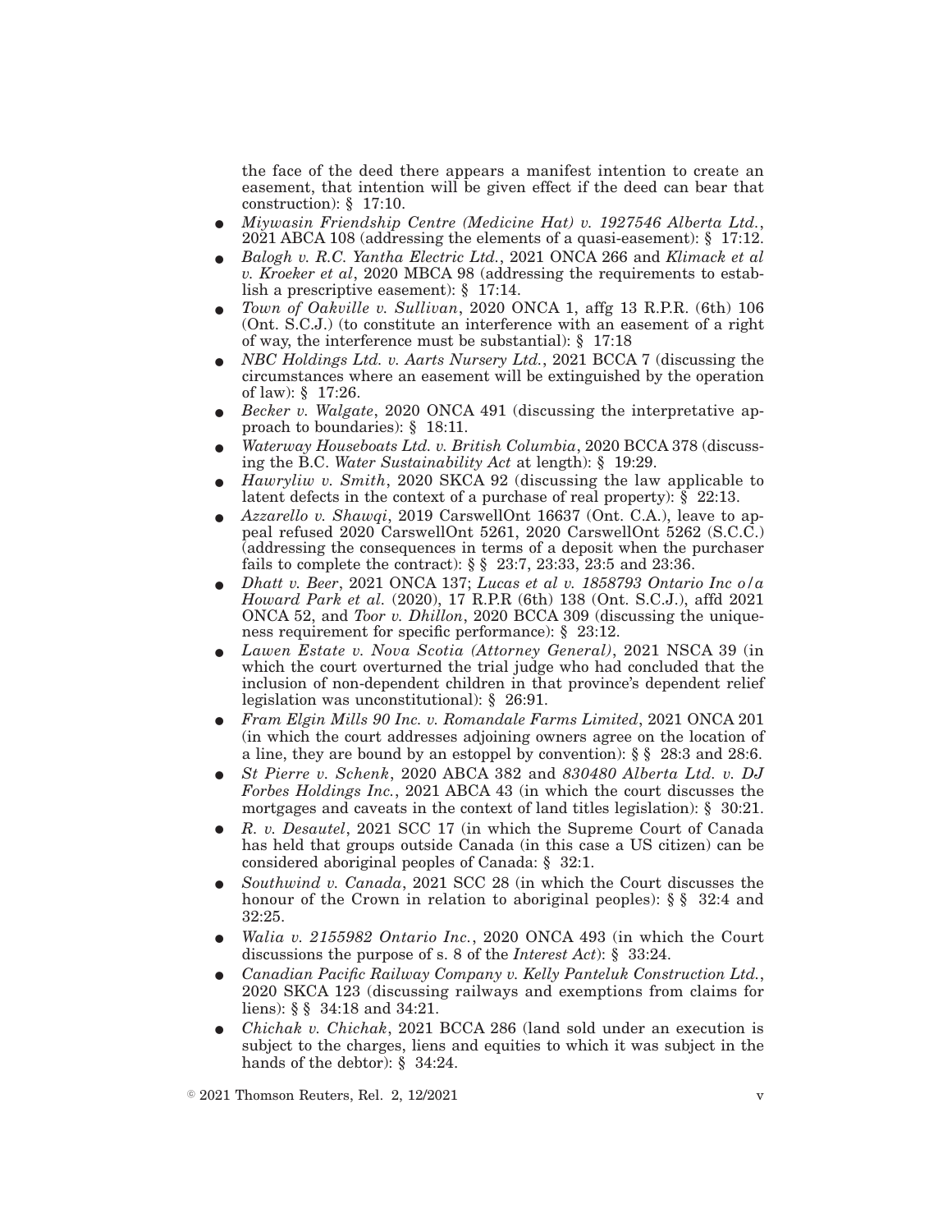the face of the deed there appears a manifest intention to create an easement, that intention will be given effect if the deed can bear that construction): § 17:10.

- *Miywasin Friendship Centre (Medicine Hat) v. 1927546 Alberta Ltd.*, 2021 ABCA 108 (addressing the elements of a quasi-easement): § 17:12.
- *Balogh v. R.C. Yantha Electric Ltd.*, 2021 ONCA 266 and *Klimack et al v. Kroeker et al*, 2020 MBCA 98 (addressing the requirements to establish a prescriptive easement): § 17:14.
- *Town of Oakville v. Sullivan*, 2020 ONCA 1, affg 13 R.P.R. (6th) 106 (Ont. S.C.J.) (to constitute an interference with an easement of a right of way, the interference must be substantial): § 17:18
- *NBC Holdings Ltd. v. Aarts Nursery Ltd.*, 2021 BCCA 7 (discussing the circumstances where an easement will be extinguished by the operation of law): § 17:26.
- *Becker v. Walgate*, 2020 ONCA 491 (discussing the interpretative approach to boundaries): § 18:11.
- *Waterway Houseboats Ltd. v. British Columbia*, 2020 BCCA 378 (discussing the B.C. *Water Sustainability Act* at length): § 19:29.
- *Hawryliw v. Smith*, 2020 SKCA 92 (discussing the law applicable to latent defects in the context of a purchase of real property): § 22:13.
- *Azzarello v. Shawqi*, 2019 CarswellOnt 16637 (Ont. C.A.), leave to appeal refused 2020 CarswellOnt 5261, 2020 CarswellOnt 5262 (S.C.C.) (addressing the consequences in terms of a deposit when the purchaser fails to complete the contract): § § 23:7, 23:33, 23:5 and 23:36.
- *Dhatt v. Beer*, 2021 ONCA 137; *Lucas et al v. 1858793 Ontario Inc o/a Howard Park et al.* (2020), 17 R.P.R (6th) 138 (Ont. S.C.J.), affd 2021 ONCA 52, and *Toor v. Dhillon*, 2020 BCCA 309 (discussing the uniqueness requirement for specific performance): § 23:12.
- *Lawen Estate v. Nova Scotia (Attorney General)*, 2021 NSCA 39 (in which the court overturned the trial judge who had concluded that the inclusion of non-dependent children in that province's dependent relief legislation was unconstitutional): § 26:91.
- *Fram Elgin Mills 90 Inc. v. Romandale Farms Limited*, 2021 ONCA 201 (in which the court addresses adjoining owners agree on the location of a line, they are bound by an estoppel by convention): § § 28:3 and 28:6.
- *St Pierre v. Schenk*, 2020 ABCA 382 and *830480 Alberta Ltd. v. DJ Forbes Holdings Inc.*, 2021 ABCA 43 (in which the court discusses the mortgages and caveats in the context of land titles legislation): § 30:21.
- *R. v. Desautel*, 2021 SCC 17 (in which the Supreme Court of Canada has held that groups outside Canada (in this case a US citizen) can be considered aboriginal peoples of Canada: § 32:1.
- *Southwind v. Canada*, 2021 SCC 28 (in which the Court discusses the honour of the Crown in relation to aboriginal peoples): § § 32:4 and 32:25.
- *Walia v. 2155982 Ontario Inc.*, 2020 ONCA 493 (in which the Court discussions the purpose of s. 8 of the *Interest Act*): § 33:24.
- *Canadian Pacific Railway Company v. Kelly Panteluk Construction Ltd.*, 2020 SKCA 123 (discussing railways and exemptions from claims for liens): § § 34:18 and 34:21.
- *Chichak v. Chichak*, 2021 BCCA 286 (land sold under an execution is subject to the charges, liens and equities to which it was subject in the hands of the debtor): § 34:24.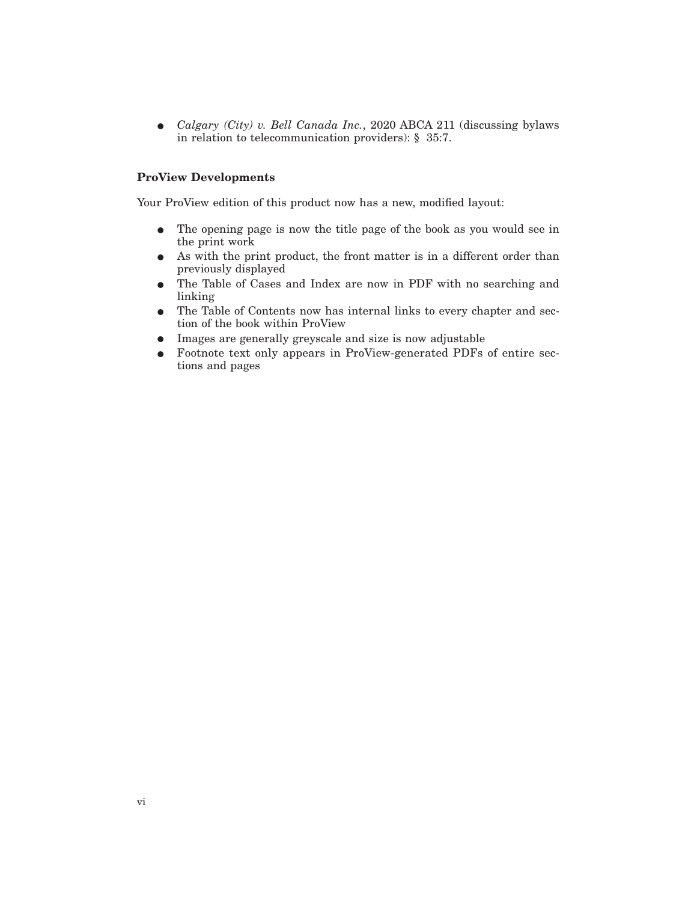- *Calgary (City) v. Bell Canada Inc.*, 2020 ABCA 211 (discussing bylaws in relation to telecommunication providers): § 35:7.

**ProView Developments**

Your ProView edition of this product now has a new, modified layout:

- The opening page is now the title page of the book as you would see in the print work
- As with the print product, the front matter is in a different order than previously displayed
- The Table of Cases and Index are now in PDF with no searching and linking
- The Table of Contents now has internal links to every chapter and section of the book within ProView
- Images are generally greyscale and size is now adjustable
- Footnote text only appears in ProView-generated PDFs of entire sections and pages